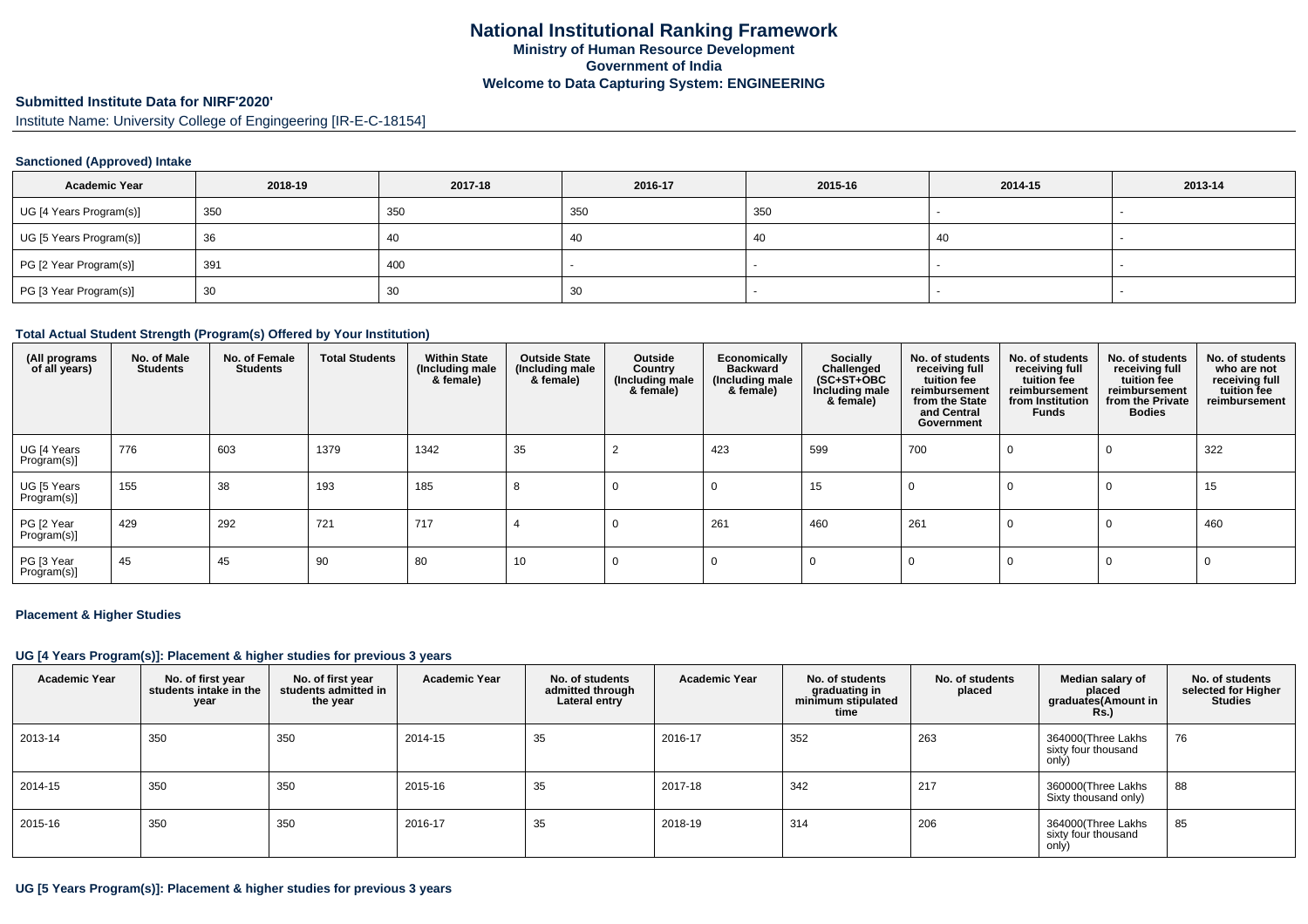# National Institutional Ranking Framework
## Ministry of Human Resource Development
## Government of India
## Welcome to Data Capturing System: ENGINEERING

### Submitted Institute Data for NIRF'2020'

Institute Name: University College of Engingeering [IR-E-C-18154]

#### Sanctioned (Approved) Intake

| Academic Year | 2018-19 | 2017-18 | 2016-17 | 2015-16 | 2014-15 | 2013-14 |
|---|---|---|---|---|---|---|
| UG [4 Years Program(s)] | 350 | 350 | 350 | 350 | - | - |
| UG [5 Years Program(s)] | 36 | 40 | 40 | 40 | 40 | - |
| PG [2 Year Program(s)] | 391 | 400 | - | - | - | - |
| PG [3 Year Program(s)] | 30 | 30 | 30 | - | - | - |

#### Total Actual Student Strength (Program(s) Offered by Your Institution)

| (All programs of all years) | No. of Male Students | No. of Female Students | Total Students | Within State (Including male & female) | Outside State (Including male & female) | Outside Country (Including male & female) | Economically Backward (Including male & female) | Socially Challenged (SC+ST+OBC Including male & female) | No. of students receiving full tuition fee reimbursement from the State and Central Government | No. of students receiving full tuition fee reimbursement from Institution Funds | No. of students receiving full tuition fee reimbursement from the Private Bodies | No. of students who are not receiving full tuition fee reimbursement |
|---|---|---|---|---|---|---|---|---|---|---|---|---|
| UG [4 Years Program(s)] | 776 | 603 | 1379 | 1342 | 35 | 2 | 423 | 599 | 700 | 0 | 0 | 322 |
| UG [5 Years Program(s)] | 155 | 38 | 193 | 185 | 8 | 0 | 0 | 15 | 0 | 0 | 0 | 15 |
| PG [2 Year Program(s)] | 429 | 292 | 721 | 717 | 4 | 0 | 261 | 460 | 261 | 0 | 0 | 460 |
| PG [3 Year Program(s)] | 45 | 45 | 90 | 80 | 10 | 0 | 0 | 0 | 0 | 0 | 0 | 0 |

#### Placement & Higher Studies

#### UG [4 Years Program(s)]: Placement & higher studies for previous 3 years

| Academic Year | No. of first year students intake in the year | No. of first year students admitted in the year | Academic Year | No. of students admitted through Lateral entry | Academic Year | No. of students graduating in minimum stipulated time | No. of students placed | Median salary of placed graduates(Amount in Rs.) | No. of students selected for Higher Studies |
|---|---|---|---|---|---|---|---|---|---|
| 2013-14 | 350 | 350 | 2014-15 | 35 | 2016-17 | 352 | 263 | 364000(Three Lakhs sixty four thousand only) | 76 |
| 2014-15 | 350 | 350 | 2015-16 | 35 | 2017-18 | 342 | 217 | 360000(Three Lakhs Sixty thousand only) | 88 |
| 2015-16 | 350 | 350 | 2016-17 | 35 | 2018-19 | 314 | 206 | 364000(Three Lakhs sixty four thousand only) | 85 |

#### UG [5 Years Program(s)]: Placement & higher studies for previous 3 years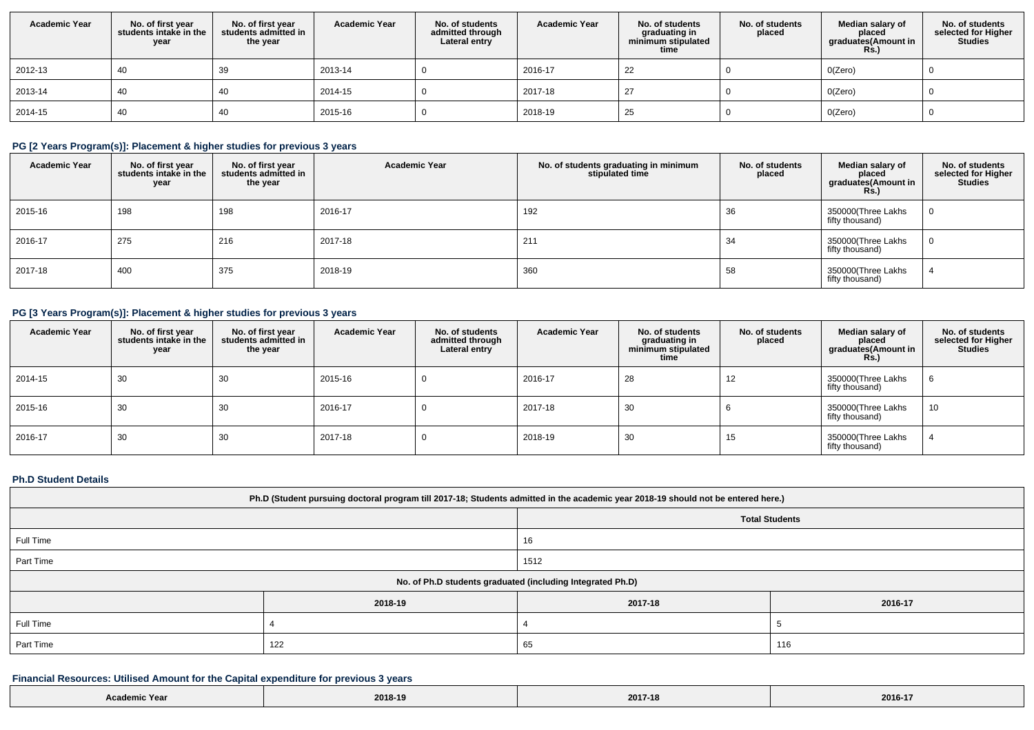| Academic Year | No. of first year students intake in the year | No. of first year students admitted in the year | Academic Year | No. of students admitted through Lateral entry | Academic Year | No. of students graduating in minimum stipulated time | No. of students placed | Median salary of placed graduates(Amount in Rs.) | No. of students selected for Higher Studies |
|---|---|---|---|---|---|---|---|---|---|
| 2012-13 | 40 | 39 | 2013-14 | 0 | 2016-17 | 22 | 0 | 0(Zero) | 0 |
| 2013-14 | 40 | 40 | 2014-15 | 0 | 2017-18 | 27 | 0 | 0(Zero) | 0 |
| 2014-15 | 40 | 40 | 2015-16 | 0 | 2018-19 | 25 | 0 | 0(Zero) | 0 |

### PG [2 Years Program(s)]: Placement & higher studies for previous 3 years

| Academic Year | No. of first year students intake in the year | No. of first year students admitted in the year | Academic Year | No. of students graduating in minimum stipulated time | No. of students placed | Median salary of placed graduates(Amount in Rs.) | No. of students selected for Higher Studies |
|---|---|---|---|---|---|---|---|
| 2015-16 | 198 | 198 | 2016-17 | 192 | 36 | 350000(Three Lakhs fifty thousand) | 0 |
| 2016-17 | 275 | 216 | 2017-18 | 211 | 34 | 350000(Three Lakhs fifty thousand) | 0 |
| 2017-18 | 400 | 375 | 2018-19 | 360 | 58 | 350000(Three Lakhs fifty thousand) | 4 |

### PG [3 Years Program(s)]: Placement & higher studies for previous 3 years

| Academic Year | No. of first year students intake in the year | No. of first year students admitted in the year | Academic Year | No. of students admitted through Lateral entry | Academic Year | No. of students graduating in minimum stipulated time | No. of students placed | Median salary of placed graduates(Amount in Rs.) | No. of students selected for Higher Studies |
|---|---|---|---|---|---|---|---|---|---|
| 2014-15 | 30 | 30 | 2015-16 | 0 | 2016-17 | 28 | 12 | 350000(Three Lakhs fifty thousand) | 6 |
| 2015-16 | 30 | 30 | 2016-17 | 0 | 2017-18 | 30 | 6 | 350000(Three Lakhs fifty thousand) | 10 |
| 2016-17 | 30 | 30 | 2017-18 | 0 | 2018-19 | 30 | 15 | 350000(Three Lakhs fifty thousand) | 4 |

### Ph.D Student Details

| Ph.D (Student pursuing doctoral program till 2017-18; Students admitted in the academic year 2018-19 should not be entered here.) | | | |
|---|---|---|---|
| | Total Students | | |
| Full Time | 16 | | |
| Part Time | 1512 | | |
| No. of Ph.D students graduated (including Integrated Ph.D) | | | |
| | 2018-19 | 2017-18 | 2016-17 |
| Full Time | 4 | 4 | 5 |
| Part Time | 122 | 65 | 116 |

### Financial Resources: Utilised Amount for the Capital expenditure for previous 3 years

| Academic Year | 2018-19 | 2017-18 | 2016-17 |
|---|---|---|---|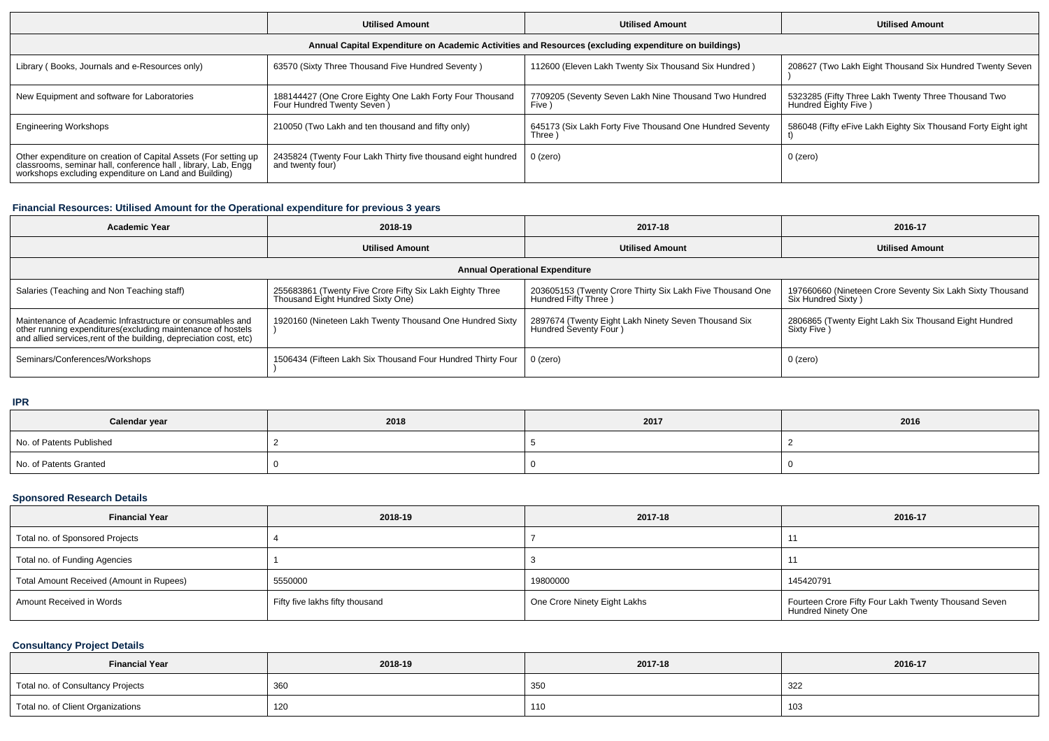| | Utilised Amount | Utilised Amount | Utilised Amount |
|---|---|---|---|
| Annual Capital Expenditure on Academic Activities and Resources (excluding expenditure on buildings) | | | |
| Library ( Books, Journals and e-Resources only) | 63570 (Sixty Three Thousand Five Hundred Seventy ) | 112600 (Eleven Lakh Twenty Six Thousand Six Hundred ) | 208627 (Two Lakh Eight Thousand Six Hundred Twenty Seven ) |
| New Equipment and software for Laboratories | 188144427 (One Crore Eighty One Lakh Forty Four Thousand Four Hundred Twenty Seven ) | 7709205 (Seventy Seven Lakh Nine Thousand Two Hundred Five ) | 5323285 (Fifty Three Lakh Twenty Three Thousand Two Hundred Eighty Five ) |
| Engineering Workshops | 210050 (Two Lakh and ten thousand and fifty only) | 645173 (Six Lakh Forty Five Thousand One Hundred Seventy Three ) | 586048 (Fifty eFive Lakh Eighty Six Thousand Forty Eight ight t) |
| Other expenditure on creation of Capital Assets (For setting up classrooms, seminar hall, conference hall , library, Lab, Engg workshops excluding expenditure on Land and Building) | 2435824 (Twenty Four Lakh Thirty five thousand eight hundred and twenty four) | 0 (zero) | 0 (zero) |

### Financial Resources: Utilised Amount for the Operational expenditure for previous 3 years

| Academic Year | 2018-19 | 2017-18 | 2016-17 |
|---|---|---|---|
| | Utilised Amount | Utilised Amount | Utilised Amount |
| Annual Operational Expenditure | | | |
| Salaries (Teaching and Non Teaching staff) | 255683861 (Twenty Five Crore Fifty Six Lakh Eighty Three Thousand Eight Hundred Sixty One) | 203605153 (Twenty Crore Thirty Six Lakh Five Thousand One Hundred Fifty Three ) | 197660660 (Nineteen Crore Seventy Six Lakh Sixty Thousand Six Hundred Sixty ) |
| Maintenance of Academic Infrastructure or consumables and other running expenditures(excluding maintenance of hostels and allied services,rent of the building, depreciation cost, etc) | 1920160 (Nineteen Lakh Twenty Thousand One Hundred Sixty ) | 2897674 (Twenty Eight Lakh Ninety Seven Thousand Six Hundred Seventy Four ) | 2806865 (Twenty Eight Lakh Six Thousand Eight Hundred Sixty Five ) |
| Seminars/Conferences/Workshops | 1506434 (Fifteen Lakh Six Thousand Four Hundred Thirty Four ) | 0 (zero) | 0 (zero) |

### IPR

| Calendar year | 2018 | 2017 | 2016 |
|---|---|---|---|
| No. of Patents Published | 2 | 5 | 2 |
| No. of Patents Granted | 0 | 0 | 0 |

### Sponsored Research Details

| Financial Year | 2018-19 | 2017-18 | 2016-17 |
|---|---|---|---|
| Total no. of Sponsored Projects | 4 | 7 | 11 |
| Total no. of Funding Agencies | 1 | 3 | 11 |
| Total Amount Received (Amount in Rupees) | 5550000 | 19800000 | 145420791 |
| Amount Received in Words | Fifty five lakhs fifty thousand | One Crore Ninety Eight Lakhs | Fourteen Crore Fifty Four Lakh Twenty Thousand Seven Hundred Ninety One |

### Consultancy Project Details

| Financial Year | 2018-19 | 2017-18 | 2016-17 |
|---|---|---|---|
| Total no. of Consultancy Projects | 360 | 350 | 322 |
| Total no. of Client Organizations | 120 | 110 | 103 |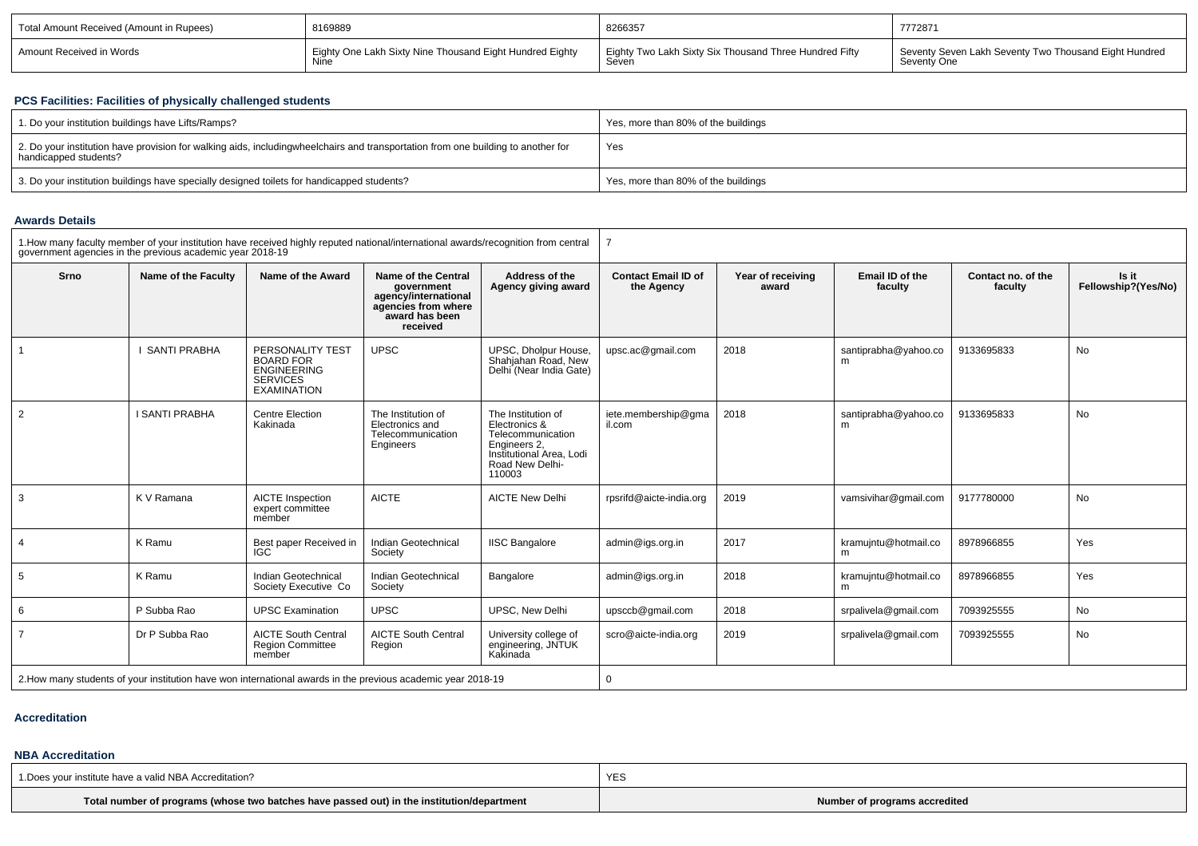| Total Amount Received (Amount in Rupees) | 8169889 | 8266357 | 7772871 |
|---|---|---|---|
| Amount Received in Words | Eighty One Lakh Sixty Nine Thousand Eight Hundred Eighty Nine | Eighty Two Lakh Sixty Six Thousand Three Hundred Fifty Seven | Seventy Seven Lakh Seventy Two Thousand Eight Hundred Seventy One |

### PCS Facilities: Facilities of physically challenged students

| 1. Do your institution buildings have Lifts/Ramps? | Yes, more than 80% of the buildings |
|---|---|
| 2. Do your institution have provision for walking aids, includingwheelchairs and transportation from one building to another for handicapped students? | Yes |
| 3. Do your institution buildings have specially designed toilets for handicapped students? | Yes, more than 80% of the buildings |

### Awards Details

| 1.How many faculty member of your institution have received highly reputed national/international awards/recognition from central government agencies in the previous academic year 2018-19 | | | | | 7 | | | | |
|---|---|---|---|---|---|---|---|---|---|
| **Srno** | **Name of the Faculty** | **Name of the Award** | **Name of the Central government agency/international agencies from where award has been received** | **Address of the Agency giving award** | **Contact Email ID of the Agency** | **Year of receiving award** | **Email ID of the faculty** | **Contact no. of the faculty** | **Is it Fellowship?(Yes/No)** |
| 1 | I SANTI PRABHA | PERSONALITY TEST BOARD FOR ENGINEERING SERVICES EXAMINATION | UPSC | UPSC, Dholpur House, Shahjahan Road, New Delhi (Near India Gate) | upsc.ac@gmail.com | 2018 | santiprabha@yahoo.com | 9133695833 | No |
| 2 | I SANTI PRABHA | Centre Election Kakinada | The Institution of Electronics and Telecommunication Engineers | The Institution of Electronics & Telecommunication Engineers 2, Institutional Area, Lodi Road New Delhi-110003 | iete.membership@gmail.com | 2018 | santiprabha@yahoo.com | 9133695833 | No |
| 3 | K V Ramana | AICTE Inspection expert committee member | AICTE | AICTE New Delhi | rpsrifd@aicte-india.org | 2019 | vamsivihar@gmail.com | 9177780000 | No |
| 4 | K Ramu | Best paper Received in IGC | Indian Geotechnical Society | IISC Bangalore | admin@igs.org.in | 2017 | kramujntu@hotmail.com | 8978966855 | Yes |
| 5 | K Ramu | Indian Geotechnical Society Executive Co | Indian Geotechnical Society | Bangalore | admin@igs.org.in | 2018 | kramujntu@hotmail.com | 8978966855 | Yes |
| 6 | P Subba Rao | UPSC Examination | UPSC | UPSC, New Delhi | upsccb@gmail.com | 2018 | srpalivela@gmail.com | 7093925555 | No |
| 7 | Dr P Subba Rao | AICTE South Central Region Committee member | AICTE South Central Region | University college of engineering, JNTUK Kakinada | scro@aicte-india.org | 2019 | srpalivela@gmail.com | 7093925555 | No |
| 2.How many students of your institution have won international awards in the previous academic year 2018-19 | | | | | 0 | | | | |

### Accreditation

#### NBA Accreditation

| 1.Does your institute have a valid NBA Accreditation? | YES |
|---|---|
| **Total number of programs (whose two batches have passed out) in the institution/department** | **Number of programs accredited** |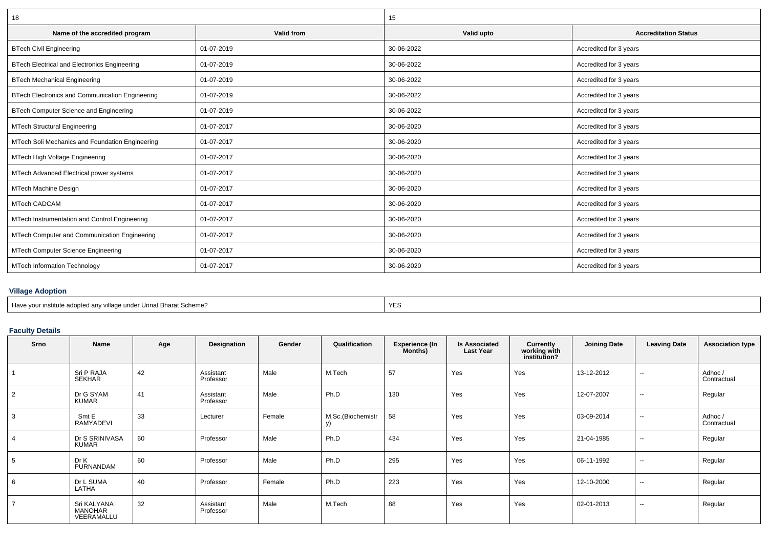| 18 | | 15 | |
|---|---|---|---|
| **Name of the accredited program** | **Valid from** | **Valid upto** | **Accreditation Status** |
| BTech Civil Engineering | 01-07-2019 | 30-06-2022 | Accredited for 3 years |
| BTech Electrical and Electronics Engineering | 01-07-2019 | 30-06-2022 | Accredited for 3 years |
| BTech Mechanical Engineering | 01-07-2019 | 30-06-2022 | Accredited for 3 years |
| BTech Electronics and Communication Engineering | 01-07-2019 | 30-06-2022 | Accredited for 3 years |
| BTech Computer Science and Engineering | 01-07-2019 | 30-06-2022 | Accredited for 3 years |
| MTech Structural Engineering | 01-07-2017 | 30-06-2020 | Accredited for 3 years |
| MTech Soli Mechanics and Foundation Engineering | 01-07-2017 | 30-06-2020 | Accredited for 3 years |
| MTech High Voltage Engineering | 01-07-2017 | 30-06-2020 | Accredited for 3 years |
| MTech Advanced Electrical power systems | 01-07-2017 | 30-06-2020 | Accredited for 3 years |
| MTech Machine Design | 01-07-2017 | 30-06-2020 | Accredited for 3 years |
| MTech CADCAM | 01-07-2017 | 30-06-2020 | Accredited for 3 years |
| MTech Instrumentation and Control Engineering | 01-07-2017 | 30-06-2020 | Accredited for 3 years |
| MTech Computer and Communication Engineering | 01-07-2017 | 30-06-2020 | Accredited for 3 years |
| MTech Computer Science Engineering | 01-07-2017 | 30-06-2020 | Accredited for 3 years |
| MTech Information Technology | 01-07-2017 | 30-06-2020 | Accredited for 3 years |

## Village Adoption

| Have your institute adopted any village under Unnat Bharat Scheme? | YES |
|---|---|

## Faculty Details

| Srno | Name | Age | Designation | Gender | Qualification | Experience (In Months) | Is Associated Last Year | Currently working with institution? | Joining Date | Leaving Date | Association type |
|---|---|---|---|---|---|---|---|---|---|---|---|
| 1 | Sri P RAJA SEKHAR | 42 | Assistant Professor | Male | M.Tech | 57 | Yes | Yes | 13-12-2012 | -- | Adhoc / Contractual |
| 2 | Dr G SYAM KUMAR | 41 | Assistant Professor | Male | Ph.D | 130 | Yes | Yes | 12-07-2007 | -- | Regular |
| 3 | Smt E RAMYADEVI | 33 | Lecturer | Female | M.Sc.(Biochemistry) | 58 | Yes | Yes | 03-09-2014 | -- | Adhoc / Contractual |
| 4 | Dr S SRINIVASA KUMAR | 60 | Professor | Male | Ph.D | 434 | Yes | Yes | 21-04-1985 | -- | Regular |
| 5 | Dr K PURNANDAM | 60 | Professor | Male | Ph.D | 295 | Yes | Yes | 06-11-1992 | -- | Regular |
| 6 | Dr L SUMA LATHA | 40 | Professor | Female | Ph.D | 223 | Yes | Yes | 12-10-2000 | -- | Regular |
| 7 | Sri KALYANA MANOHAR VEERAMALLU | 32 | Assistant Professor | Male | M.Tech | 88 | Yes | Yes | 02-01-2013 | -- | Regular |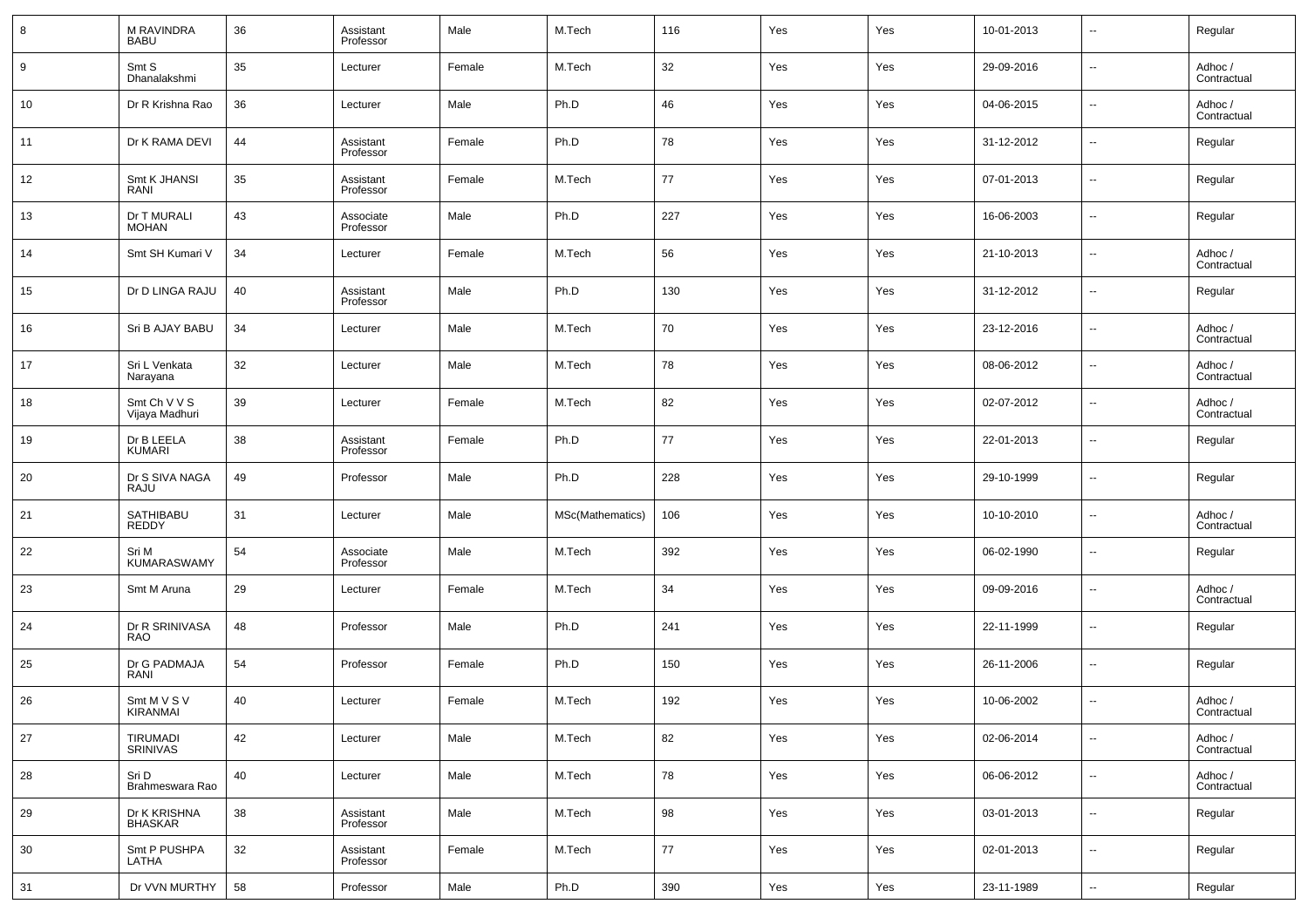| 8 | M RAVINDRA BABU | 36 | Assistant Professor | Male | M.Tech | 116 | Yes | Yes | 10-01-2013 | -- | Regular |
|---|---|---|---|---|---|---|---|---|---|---|---|
| 9 | Smt S Dhanalakshmi | 35 | Lecturer | Female | M.Tech | 32 | Yes | Yes | 29-09-2016 | -- | Adhoc / Contractual |
| 10 | Dr R Krishna Rao | 36 | Lecturer | Male | Ph.D | 46 | Yes | Yes | 04-06-2015 | -- | Adhoc / Contractual |
| 11 | Dr K RAMA DEVI | 44 | Assistant Professor | Female | Ph.D | 78 | Yes | Yes | 31-12-2012 | -- | Regular |
| 12 | Smt K JHANSI RANI | 35 | Assistant Professor | Female | M.Tech | 77 | Yes | Yes | 07-01-2013 | -- | Regular |
| 13 | Dr T MURALI MOHAN | 43 | Associate Professor | Male | Ph.D | 227 | Yes | Yes | 16-06-2003 | -- | Regular |
| 14 | Smt SH Kumari V | 34 | Lecturer | Female | M.Tech | 56 | Yes | Yes | 21-10-2013 | -- | Adhoc / Contractual |
| 15 | Dr D LINGA RAJU | 40 | Assistant Professor | Male | Ph.D | 130 | Yes | Yes | 31-12-2012 | -- | Regular |
| 16 | Sri B AJAY BABU | 34 | Lecturer | Male | M.Tech | 70 | Yes | Yes | 23-12-2016 | -- | Adhoc / Contractual |
| 17 | Sri L Venkata Narayana | 32 | Lecturer | Male | M.Tech | 78 | Yes | Yes | 08-06-2012 | -- | Adhoc / Contractual |
| 18 | Smt Ch V V S Vijaya Madhuri | 39 | Lecturer | Female | M.Tech | 82 | Yes | Yes | 02-07-2012 | -- | Adhoc / Contractual |
| 19 | Dr B LEELA KUMARI | 38 | Assistant Professor | Female | Ph.D | 77 | Yes | Yes | 22-01-2013 | -- | Regular |
| 20 | Dr S SIVA NAGA RAJU | 49 | Professor | Male | Ph.D | 228 | Yes | Yes | 29-10-1999 | -- | Regular |
| 21 | SATHIBABU REDDY | 31 | Lecturer | Male | MSc(Mathematics) | 106 | Yes | Yes | 10-10-2010 | -- | Adhoc / Contractual |
| 22 | Sri M KUMARASWAMY | 54 | Associate Professor | Male | M.Tech | 392 | Yes | Yes | 06-02-1990 | -- | Regular |
| 23 | Smt M Aruna | 29 | Lecturer | Female | M.Tech | 34 | Yes | Yes | 09-09-2016 | -- | Adhoc / Contractual |
| 24 | Dr R SRINIVASA RAO | 48 | Professor | Male | Ph.D | 241 | Yes | Yes | 22-11-1999 | -- | Regular |
| 25 | Dr G PADMAJA RANI | 54 | Professor | Female | Ph.D | 150 | Yes | Yes | 26-11-2006 | -- | Regular |
| 26 | Smt M V S V KIRANMAI | 40 | Lecturer | Female | M.Tech | 192 | Yes | Yes | 10-06-2002 | -- | Adhoc / Contractual |
| 27 | TIRUMADI SRINIVAS | 42 | Lecturer | Male | M.Tech | 82 | Yes | Yes | 02-06-2014 | -- | Adhoc / Contractual |
| 28 | Sri D Brahmeswara Rao | 40 | Lecturer | Male | M.Tech | 78 | Yes | Yes | 06-06-2012 | -- | Adhoc / Contractual |
| 29 | Dr K KRISHNA BHASKAR | 38 | Assistant Professor | Male | M.Tech | 98 | Yes | Yes | 03-01-2013 | -- | Regular |
| 30 | Smt P PUSHPA LATHA | 32 | Assistant Professor | Female | M.Tech | 77 | Yes | Yes | 02-01-2013 | -- | Regular |
| 31 | Dr VVN MURTHY | 58 | Professor | Male | Ph.D | 390 | Yes | Yes | 23-11-1989 | -- | Regular |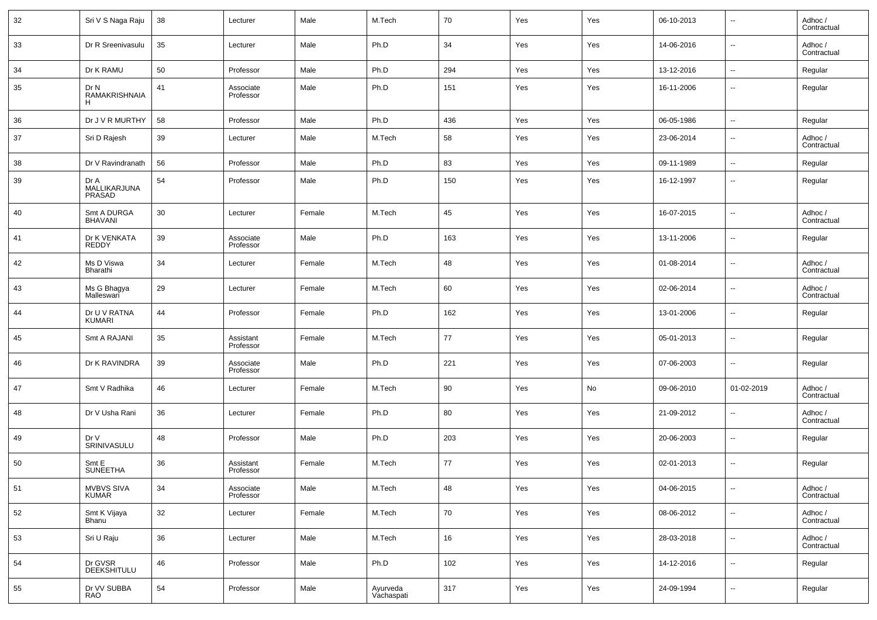| 32 | Sri V S Naga Raju | 38 | Lecturer | Male | M.Tech | 70 | Yes | Yes | 06-10-2013 | -- | Adhoc / Contractual |
|---|---|---|---|---|---|---|---|---|---|---|---|
| 33 | Dr R Sreenivasulu | 35 | Lecturer | Male | Ph.D | 34 | Yes | Yes | 14-06-2016 | -- | Adhoc / Contractual |
| 34 | Dr K RAMU | 50 | Professor | Male | Ph.D | 294 | Yes | Yes | 13-12-2016 | -- | Regular |
| 35 | Dr N RAMAKRISHNAIAH | 41 | Associate Professor | Male | Ph.D | 151 | Yes | Yes | 16-11-2006 | -- | Regular |
| 36 | Dr J V R MURTHY | 58 | Professor | Male | Ph.D | 436 | Yes | Yes | 06-05-1986 | -- | Regular |
| 37 | Sri D Rajesh | 39 | Lecturer | Male | M.Tech | 58 | Yes | Yes | 23-06-2014 | -- | Adhoc / Contractual |
| 38 | Dr V Ravindranath | 56 | Professor | Male | Ph.D | 83 | Yes | Yes | 09-11-1989 | -- | Regular |
| 39 | Dr A MALLIKARJUNA PRASAD | 54 | Professor | Male | Ph.D | 150 | Yes | Yes | 16-12-1997 | -- | Regular |
| 40 | Smt A DURGA BHAVANI | 30 | Lecturer | Female | M.Tech | 45 | Yes | Yes | 16-07-2015 | -- | Adhoc / Contractual |
| 41 | Dr K VENKATA REDDY | 39 | Associate Professor | Male | Ph.D | 163 | Yes | Yes | 13-11-2006 | -- | Regular |
| 42 | Ms D Viswa Bharathi | 34 | Lecturer | Female | M.Tech | 48 | Yes | Yes | 01-08-2014 | -- | Adhoc / Contractual |
| 43 | Ms G Bhagya Malleswari | 29 | Lecturer | Female | M.Tech | 60 | Yes | Yes | 02-06-2014 | -- | Adhoc / Contractual |
| 44 | Dr U V RATNA KUMARI | 44 | Professor | Female | Ph.D | 162 | Yes | Yes | 13-01-2006 | -- | Regular |
| 45 | Smt A RAJANI | 35 | Assistant Professor | Female | M.Tech | 77 | Yes | Yes | 05-01-2013 | -- | Regular |
| 46 | Dr K RAVINDRA | 39 | Associate Professor | Male | Ph.D | 221 | Yes | Yes | 07-06-2003 | -- | Regular |
| 47 | Smt V Radhika | 46 | Lecturer | Female | M.Tech | 90 | Yes | No | 09-06-2010 | 01-02-2019 | Adhoc / Contractual |
| 48 | Dr V Usha Rani | 36 | Lecturer | Female | Ph.D | 80 | Yes | Yes | 21-09-2012 | -- | Adhoc / Contractual |
| 49 | Dr V SRINIVASULU | 48 | Professor | Male | Ph.D | 203 | Yes | Yes | 20-06-2003 | -- | Regular |
| 50 | Smt E SUNEETHA | 36 | Assistant Professor | Female | M.Tech | 77 | Yes | Yes | 02-01-2013 | -- | Regular |
| 51 | MVBVS SIVA KUMAR | 34 | Associate Professor | Male | M.Tech | 48 | Yes | Yes | 04-06-2015 | -- | Adhoc / Contractual |
| 52 | Smt K Vijaya Bhanu | 32 | Lecturer | Female | M.Tech | 70 | Yes | Yes | 08-06-2012 | -- | Adhoc / Contractual |
| 53 | Sri U Raju | 36 | Lecturer | Male | M.Tech | 16 | Yes | Yes | 28-03-2018 | -- | Adhoc / Contractual |
| 54 | Dr GVSR DEEKSHITULU | 46 | Professor | Male | Ph.D | 102 | Yes | Yes | 14-12-2016 | -- | Regular |
| 55 | Dr VV SUBBA RAO | 54 | Professor | Male | Ayurveda Vachaspati | 317 | Yes | Yes | 24-09-1994 | -- | Regular |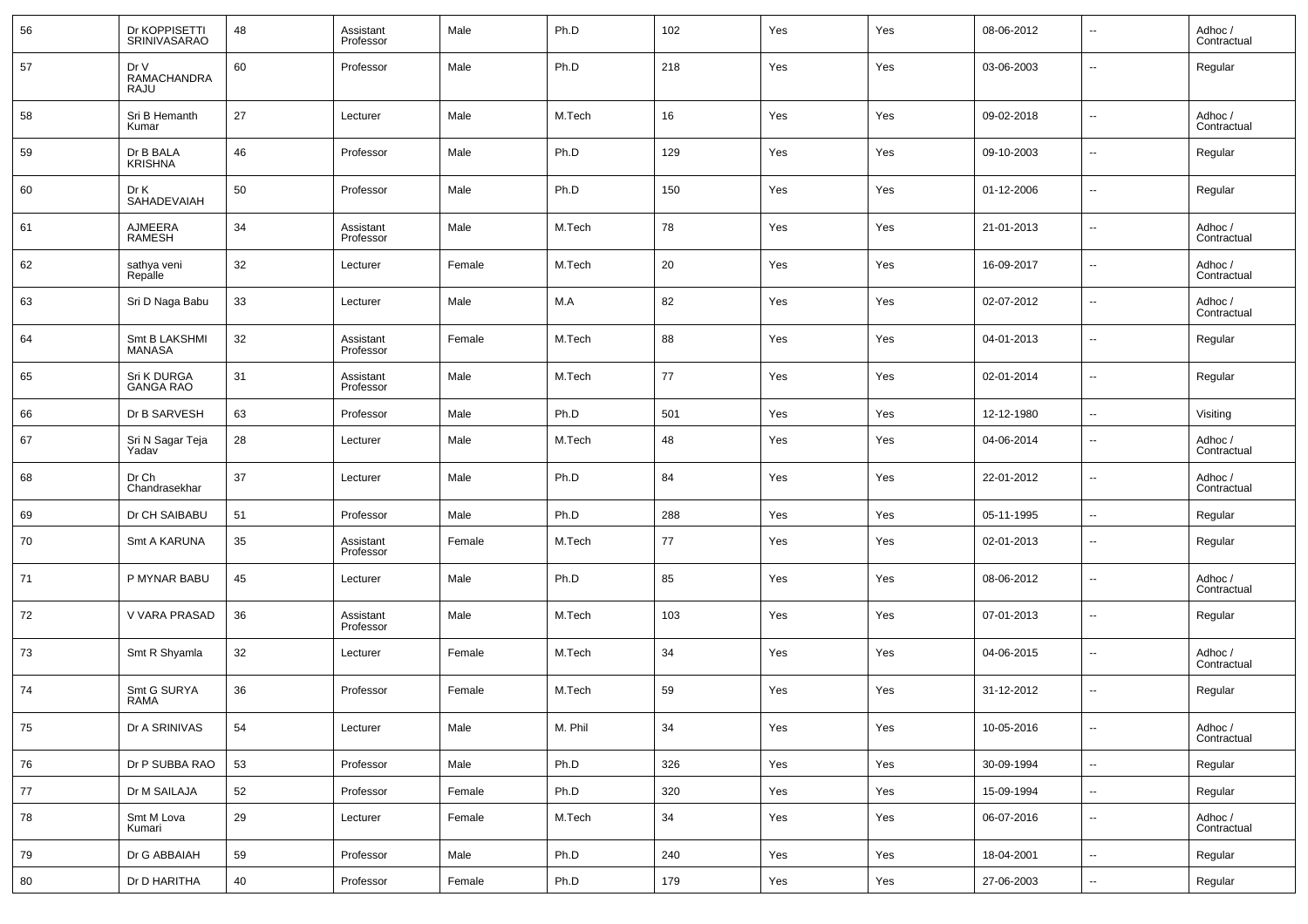| | | | | | | | | | | | |
|---|---|---|---|---|---|---|---|---|---|---|---|
| 56 | Dr KOPPISETTI SRINIVASARAO | 48 | Assistant Professor | Male | Ph.D | 102 | Yes | Yes | 08-06-2012 | -- | Adhoc / Contractual |
| 57 | Dr V RAMACHANDRA RAJU | 60 | Professor | Male | Ph.D | 218 | Yes | Yes | 03-06-2003 | -- | Regular |
| 58 | Sri B Hemanth Kumar | 27 | Lecturer | Male | M.Tech | 16 | Yes | Yes | 09-02-2018 | -- | Adhoc / Contractual |
| 59 | Dr B BALA KRISHNA | 46 | Professor | Male | Ph.D | 129 | Yes | Yes | 09-10-2003 | -- | Regular |
| 60 | Dr K SAHADEVAIAH | 50 | Professor | Male | Ph.D | 150 | Yes | Yes | 01-12-2006 | -- | Regular |
| 61 | AJMEERA RAMESH | 34 | Assistant Professor | Male | M.Tech | 78 | Yes | Yes | 21-01-2013 | -- | Adhoc / Contractual |
| 62 | sathya veni Repalle | 32 | Lecturer | Female | M.Tech | 20 | Yes | Yes | 16-09-2017 | -- | Adhoc / Contractual |
| 63 | Sri D Naga Babu | 33 | Lecturer | Male | M.A | 82 | Yes | Yes | 02-07-2012 | -- | Adhoc / Contractual |
| 64 | Smt B LAKSHMI MANASA | 32 | Assistant Professor | Female | M.Tech | 88 | Yes | Yes | 04-01-2013 | -- | Regular |
| 65 | Sri K DURGA GANGA RAO | 31 | Assistant Professor | Male | M.Tech | 77 | Yes | Yes | 02-01-2014 | -- | Regular |
| 66 | Dr B SARVESH | 63 | Professor | Male | Ph.D | 501 | Yes | Yes | 12-12-1980 | -- | Visiting |
| 67 | Sri N Sagar Teja Yadav | 28 | Lecturer | Male | M.Tech | 48 | Yes | Yes | 04-06-2014 | -- | Adhoc / Contractual |
| 68 | Dr Ch Chandrasekhar | 37 | Lecturer | Male | Ph.D | 84 | Yes | Yes | 22-01-2012 | -- | Adhoc / Contractual |
| 69 | Dr CH SAIBABU | 51 | Professor | Male | Ph.D | 288 | Yes | Yes | 05-11-1995 | -- | Regular |
| 70 | Smt A KARUNA | 35 | Assistant Professor | Female | M.Tech | 77 | Yes | Yes | 02-01-2013 | -- | Regular |
| 71 | P MYNAR BABU | 45 | Lecturer | Male | Ph.D | 85 | Yes | Yes | 08-06-2012 | -- | Adhoc / Contractual |
| 72 | V VARA PRASAD | 36 | Assistant Professor | Male | M.Tech | 103 | Yes | Yes | 07-01-2013 | -- | Regular |
| 73 | Smt R Shyamla | 32 | Lecturer | Female | M.Tech | 34 | Yes | Yes | 04-06-2015 | -- | Adhoc / Contractual |
| 74 | Smt G SURYA RAMA | 36 | Professor | Female | M.Tech | 59 | Yes | Yes | 31-12-2012 | -- | Regular |
| 75 | Dr A SRINIVAS | 54 | Lecturer | Male | M. Phil | 34 | Yes | Yes | 10-05-2016 | -- | Adhoc / Contractual |
| 76 | Dr P SUBBA RAO | 53 | Professor | Male | Ph.D | 326 | Yes | Yes | 30-09-1994 | -- | Regular |
| 77 | Dr M SAILAJA | 52 | Professor | Female | Ph.D | 320 | Yes | Yes | 15-09-1994 | -- | Regular |
| 78 | Smt M Lova Kumari | 29 | Lecturer | Female | M.Tech | 34 | Yes | Yes | 06-07-2016 | -- | Adhoc / Contractual |
| 79 | Dr G ABBAIAH | 59 | Professor | Male | Ph.D | 240 | Yes | Yes | 18-04-2001 | -- | Regular |
| 80 | Dr D HARITHA | 40 | Professor | Female | Ph.D | 179 | Yes | Yes | 27-06-2003 | -- | Regular |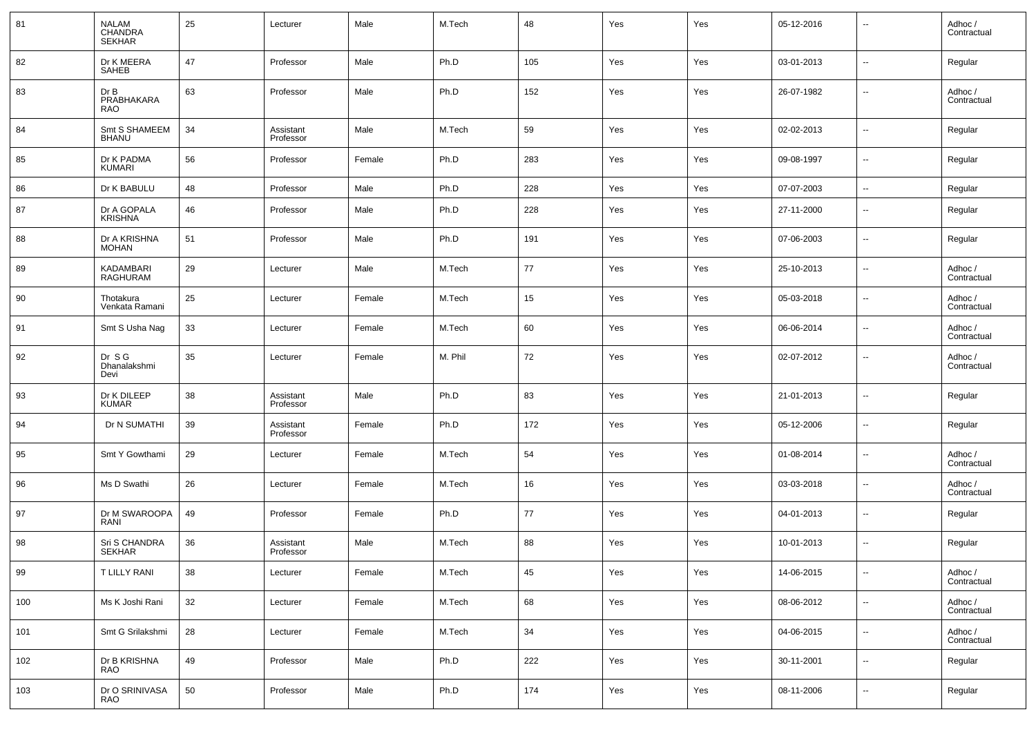| 81 | NALAM CHANDRA SEKHAR | 25 | Lecturer | Male | M.Tech | 48 | Yes | Yes | 05-12-2016 | -- | Adhoc / Contractual |
|---|---|---|---|---|---|---|---|---|---|---|---|
| 82 | Dr K MEERA SAHEB | 47 | Professor | Male | Ph.D | 105 | Yes | Yes | 03-01-2013 | -- | Regular |
| 83 | Dr B PRABHAKARA RAO | 63 | Professor | Male | Ph.D | 152 | Yes | Yes | 26-07-1982 | -- | Adhoc / Contractual |
| 84 | Smt S SHAMEEM BHANU | 34 | Assistant Professor | Male | M.Tech | 59 | Yes | Yes | 02-02-2013 | -- | Regular |
| 85 | Dr K PADMA KUMARI | 56 | Professor | Female | Ph.D | 283 | Yes | Yes | 09-08-1997 | -- | Regular |
| 86 | Dr K BABULU | 48 | Professor | Male | Ph.D | 228 | Yes | Yes | 07-07-2003 | -- | Regular |
| 87 | Dr A GOPALA KRISHNA | 46 | Professor | Male | Ph.D | 228 | Yes | Yes | 27-11-2000 | -- | Regular |
| 88 | Dr A KRISHNA MOHAN | 51 | Professor | Male | Ph.D | 191 | Yes | Yes | 07-06-2003 | -- | Regular |
| 89 | KADAMBARI RAGHURAM | 29 | Lecturer | Male | M.Tech | 77 | Yes | Yes | 25-10-2013 | -- | Adhoc / Contractual |
| 90 | Thotakura Venkata Ramani | 25 | Lecturer | Female | M.Tech | 15 | Yes | Yes | 05-03-2018 | -- | Adhoc / Contractual |
| 91 | Smt S Usha Nag | 33 | Lecturer | Female | M.Tech | 60 | Yes | Yes | 06-06-2014 | -- | Adhoc / Contractual |
| 92 | Dr S G Dhanalakshmi Devi | 35 | Lecturer | Female | M. Phil | 72 | Yes | Yes | 02-07-2012 | -- | Adhoc / Contractual |
| 93 | Dr K DILEEP KUMAR | 38 | Assistant Professor | Male | Ph.D | 83 | Yes | Yes | 21-01-2013 | -- | Regular |
| 94 | Dr N SUMATHI | 39 | Assistant Professor | Female | Ph.D | 172 | Yes | Yes | 05-12-2006 | -- | Regular |
| 95 | Smt Y Gowthami | 29 | Lecturer | Female | M.Tech | 54 | Yes | Yes | 01-08-2014 | -- | Adhoc / Contractual |
| 96 | Ms D Swathi | 26 | Lecturer | Female | M.Tech | 16 | Yes | Yes | 03-03-2018 | -- | Adhoc / Contractual |
| 97 | Dr M SWAROOPA RANI | 49 | Professor | Female | Ph.D | 77 | Yes | Yes | 04-01-2013 | -- | Regular |
| 98 | Sri S CHANDRA SEKHAR | 36 | Assistant Professor | Male | M.Tech | 88 | Yes | Yes | 10-01-2013 | -- | Regular |
| 99 | T LILLY RANI | 38 | Lecturer | Female | M.Tech | 45 | Yes | Yes | 14-06-2015 | -- | Adhoc / Contractual |
| 100 | Ms K Joshi Rani | 32 | Lecturer | Female | M.Tech | 68 | Yes | Yes | 08-06-2012 | -- | Adhoc / Contractual |
| 101 | Smt G Srilakshmi | 28 | Lecturer | Female | M.Tech | 34 | Yes | Yes | 04-06-2015 | -- | Adhoc / Contractual |
| 102 | Dr B KRISHNA RAO | 49 | Professor | Male | Ph.D | 222 | Yes | Yes | 30-11-2001 | -- | Regular |
| 103 | Dr O SRINIVASA RAO | 50 | Professor | Male | Ph.D | 174 | Yes | Yes | 08-11-2006 | -- | Regular |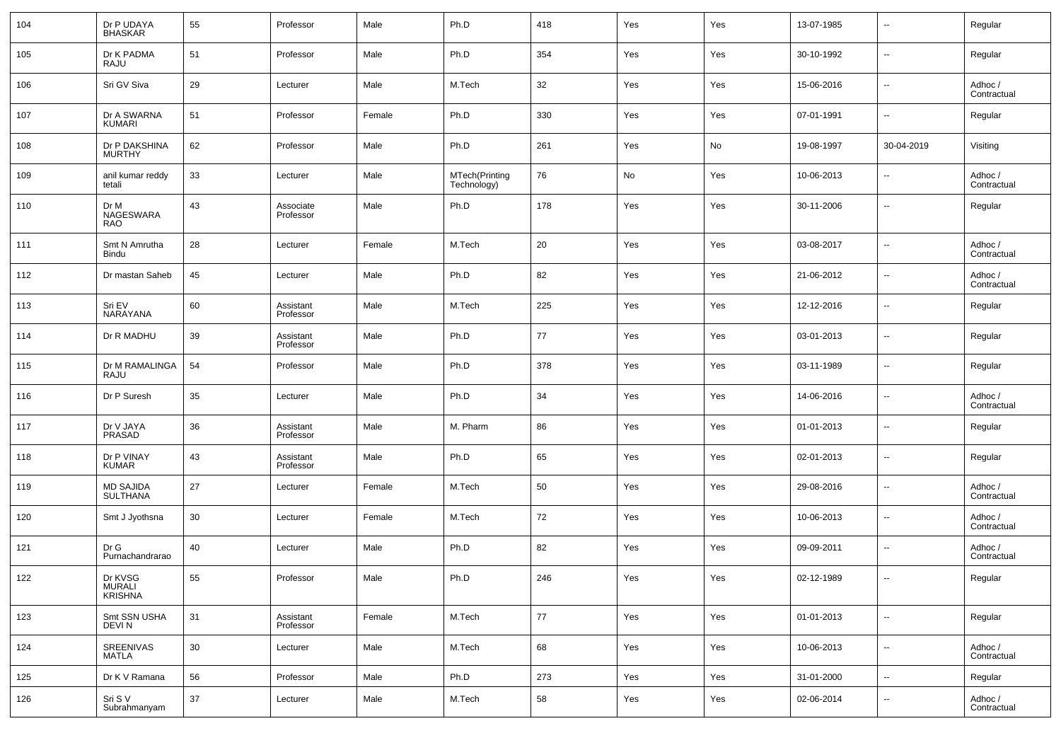| 104 | Dr P UDAYA BHASKAR | 55 | Professor | Male | Ph.D | 418 | Yes | Yes | 13-07-1985 | -- | Regular |
|---|---|---|---|---|---|---|---|---|---|---|---|
| 105 | Dr K PADMA RAJU | 51 | Professor | Male | Ph.D | 354 | Yes | Yes | 30-10-1992 | -- | Regular |
| 106 | Sri GV Siva | 29 | Lecturer | Male | M.Tech | 32 | Yes | Yes | 15-06-2016 | -- | Adhoc / Contractual |
| 107 | Dr A SWARNA KUMARI | 51 | Professor | Female | Ph.D | 330 | Yes | Yes | 07-01-1991 | -- | Regular |
| 108 | Dr P DAKSHINA MURTHY | 62 | Professor | Male | Ph.D | 261 | Yes | No | 19-08-1997 | 30-04-2019 | Visiting |
| 109 | anil kumar reddy tetali | 33 | Lecturer | Male | MTech(Printing Technology) | 76 | No | Yes | 10-06-2013 | -- | Adhoc / Contractual |
| 110 | Dr M NAGESWARA RAO | 43 | Associate Professor | Male | Ph.D | 178 | Yes | Yes | 30-11-2006 | -- | Regular |
| 111 | Smt N Amrutha Bindu | 28 | Lecturer | Female | M.Tech | 20 | Yes | Yes | 03-08-2017 | -- | Adhoc / Contractual |
| 112 | Dr mastan Saheb | 45 | Lecturer | Male | Ph.D | 82 | Yes | Yes | 21-06-2012 | -- | Adhoc / Contractual |
| 113 | Sri EV NARAYANA | 60 | Assistant Professor | Male | M.Tech | 225 | Yes | Yes | 12-12-2016 | -- | Regular |
| 114 | Dr R MADHU | 39 | Assistant Professor | Male | Ph.D | 77 | Yes | Yes | 03-01-2013 | -- | Regular |
| 115 | Dr M RAMALINGA RAJU | 54 | Professor | Male | Ph.D | 378 | Yes | Yes | 03-11-1989 | -- | Regular |
| 116 | Dr P Suresh | 35 | Lecturer | Male | Ph.D | 34 | Yes | Yes | 14-06-2016 | -- | Adhoc / Contractual |
| 117 | Dr V JAYA PRASAD | 36 | Assistant Professor | Male | M. Pharm | 86 | Yes | Yes | 01-01-2013 | -- | Regular |
| 118 | Dr P VINAY KUMAR | 43 | Assistant Professor | Male | Ph.D | 65 | Yes | Yes | 02-01-2013 | -- | Regular |
| 119 | MD SAJIDA SULTHANA | 27 | Lecturer | Female | M.Tech | 50 | Yes | Yes | 29-08-2016 | -- | Adhoc / Contractual |
| 120 | Smt J Jyothsna | 30 | Lecturer | Female | M.Tech | 72 | Yes | Yes | 10-06-2013 | -- | Adhoc / Contractual |
| 121 | Dr G Purnachandrarao | 40 | Lecturer | Male | Ph.D | 82 | Yes | Yes | 09-09-2011 | -- | Adhoc / Contractual |
| 122 | Dr KVSG MURALI KRISHNA | 55 | Professor | Male | Ph.D | 246 | Yes | Yes | 02-12-1989 | -- | Regular |
| 123 | Smt SSN USHA DEVI N | 31 | Assistant Professor | Female | M.Tech | 77 | Yes | Yes | 01-01-2013 | -- | Regular |
| 124 | SREENIVAS MATLA | 30 | Lecturer | Male | M.Tech | 68 | Yes | Yes | 10-06-2013 | -- | Adhoc / Contractual |
| 125 | Dr K V Ramana | 56 | Professor | Male | Ph.D | 273 | Yes | Yes | 31-01-2000 | -- | Regular |
| 126 | Sri S V Subrahmanyam | 37 | Lecturer | Male | M.Tech | 58 | Yes | Yes | 02-06-2014 | -- | Adhoc / Contractual |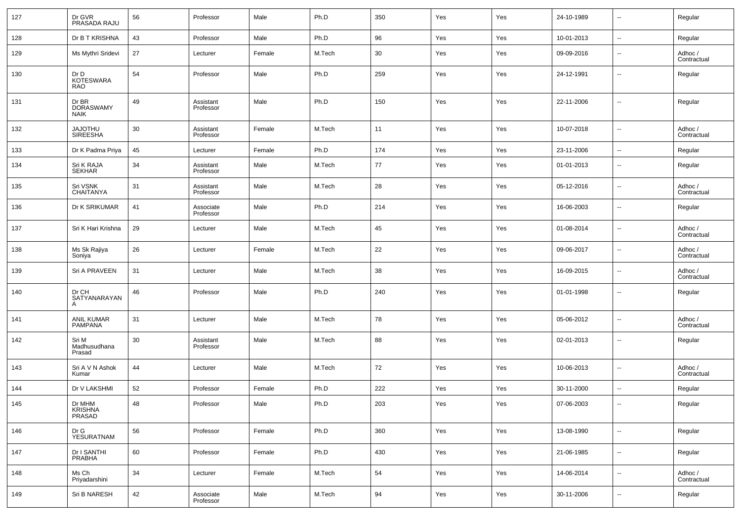| 127 | Dr GVR PRASADA RAJU | 56 | Professor | Male | Ph.D | 350 | Yes | Yes | 24-10-1989 | -- | Regular |
|---|---|---|---|---|---|---|---|---|---|---|---|
| 128 | Dr B T KRISHNA | 43 | Professor | Male | Ph.D | 96 | Yes | Yes | 10-01-2013 | -- | Regular |
| 129 | Ms Mythri Sridevi | 27 | Lecturer | Female | M.Tech | 30 | Yes | Yes | 09-09-2016 | -- | Adhoc / Contractual |
| 130 | Dr D KOTESWARA RAO | 54 | Professor | Male | Ph.D | 259 | Yes | Yes | 24-12-1991 | -- | Regular |
| 131 | Dr BR DORASWAMY NAIK | 49 | Assistant Professor | Male | Ph.D | 150 | Yes | Yes | 22-11-2006 | -- | Regular |
| 132 | JAJOTHU SIREESHA | 30 | Assistant Professor | Female | M.Tech | 11 | Yes | Yes | 10-07-2018 | -- | Adhoc / Contractual |
| 133 | Dr K Padma Priya | 45 | Lecturer | Female | Ph.D | 174 | Yes | Yes | 23-11-2006 | -- | Regular |
| 134 | Sri K RAJA SEKHAR | 34 | Assistant Professor | Male | M.Tech | 77 | Yes | Yes | 01-01-2013 | -- | Regular |
| 135 | Sri VSNK CHAITANYA | 31 | Assistant Professor | Male | M.Tech | 28 | Yes | Yes | 05-12-2016 | -- | Adhoc / Contractual |
| 136 | Dr K SRIKUMAR | 41 | Associate Professor | Male | Ph.D | 214 | Yes | Yes | 16-06-2003 | -- | Regular |
| 137 | Sri K Hari Krishna | 29 | Lecturer | Male | M.Tech | 45 | Yes | Yes | 01-08-2014 | -- | Adhoc / Contractual |
| 138 | Ms Sk Rajiya Soniya | 26 | Lecturer | Female | M.Tech | 22 | Yes | Yes | 09-06-2017 | -- | Adhoc / Contractual |
| 139 | Sri A PRAVEEN | 31 | Lecturer | Male | M.Tech | 38 | Yes | Yes | 16-09-2015 | -- | Adhoc / Contractual |
| 140 | Dr CH SATYANARAYANA | 46 | Professor | Male | Ph.D | 240 | Yes | Yes | 01-01-1998 | -- | Regular |
| 141 | ANIL KUMAR PAMPANA | 31 | Lecturer | Male | M.Tech | 78 | Yes | Yes | 05-06-2012 | -- | Adhoc / Contractual |
| 142 | Sri M Madhusudhana Prasad | 30 | Assistant Professor | Male | M.Tech | 88 | Yes | Yes | 02-01-2013 | -- | Regular |
| 143 | Sri A V N Ashok Kumar | 44 | Lecturer | Male | M.Tech | 72 | Yes | Yes | 10-06-2013 | -- | Adhoc / Contractual |
| 144 | Dr V LAKSHMI | 52 | Professor | Female | Ph.D | 222 | Yes | Yes | 30-11-2000 | -- | Regular |
| 145 | Dr MHM KRISHNA PRASAD | 48 | Professor | Male | Ph.D | 203 | Yes | Yes | 07-06-2003 | -- | Regular |
| 146 | Dr G YESURATNAM | 56 | Professor | Female | Ph.D | 360 | Yes | Yes | 13-08-1990 | -- | Regular |
| 147 | Dr I SANTHI PRABHA | 60 | Professor | Female | Ph.D | 430 | Yes | Yes | 21-06-1985 | -- | Regular |
| 148 | Ms Ch Priyadarshini | 34 | Lecturer | Female | M.Tech | 54 | Yes | Yes | 14-06-2014 | -- | Adhoc / Contractual |
| 149 | Sri B NARESH | 42 | Associate Professor | Male | M.Tech | 94 | Yes | Yes | 30-11-2006 | -- | Regular |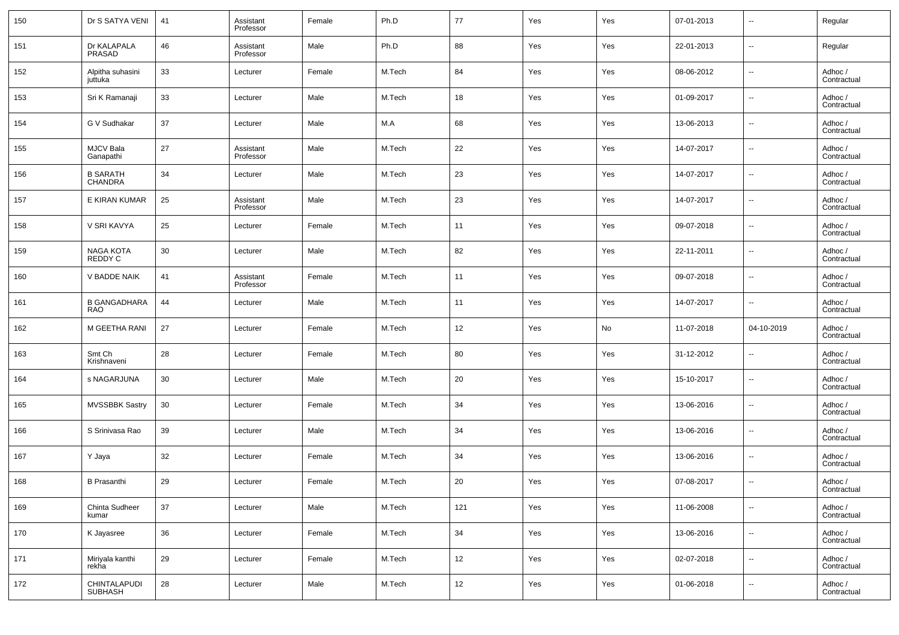| 150 | Dr S SATYA VENI | 41 | Assistant Professor | Female | Ph.D | 77 | Yes | Yes | 07-01-2013 | -- | Regular |
|---|---|---|---|---|---|---|---|---|---|---|---|
| 151 | Dr KALAPALA PRASAD | 46 | Assistant Professor | Male | Ph.D | 88 | Yes | Yes | 22-01-2013 | -- | Regular |
| 152 | Alpitha suhasini juttuka | 33 | Lecturer | Female | M.Tech | 84 | Yes | Yes | 08-06-2012 | -- | Adhoc / Contractual |
| 153 | Sri K Ramanaji | 33 | Lecturer | Male | M.Tech | 18 | Yes | Yes | 01-09-2017 | -- | Adhoc / Contractual |
| 154 | G V Sudhakar | 37 | Lecturer | Male | M.A | 68 | Yes | Yes | 13-06-2013 | -- | Adhoc / Contractual |
| 155 | MJCV Bala Ganapathi | 27 | Assistant Professor | Male | M.Tech | 22 | Yes | Yes | 14-07-2017 | -- | Adhoc / Contractual |
| 156 | B SARATH CHANDRA | 34 | Lecturer | Male | M.Tech | 23 | Yes | Yes | 14-07-2017 | -- | Adhoc / Contractual |
| 157 | E KIRAN KUMAR | 25 | Assistant Professor | Male | M.Tech | 23 | Yes | Yes | 14-07-2017 | -- | Adhoc / Contractual |
| 158 | V SRI KAVYA | 25 | Lecturer | Female | M.Tech | 11 | Yes | Yes | 09-07-2018 | -- | Adhoc / Contractual |
| 159 | NAGA KOTA REDDY C | 30 | Lecturer | Male | M.Tech | 82 | Yes | Yes | 22-11-2011 | -- | Adhoc / Contractual |
| 160 | V BADDE NAIK | 41 | Assistant Professor | Female | M.Tech | 11 | Yes | Yes | 09-07-2018 | -- | Adhoc / Contractual |
| 161 | B GANGADHARA RAO | 44 | Lecturer | Male | M.Tech | 11 | Yes | Yes | 14-07-2017 | -- | Adhoc / Contractual |
| 162 | M GEETHA RANI | 27 | Lecturer | Female | M.Tech | 12 | Yes | No | 11-07-2018 | 04-10-2019 | Adhoc / Contractual |
| 163 | Smt Ch Krishnaveni | 28 | Lecturer | Female | M.Tech | 80 | Yes | Yes | 31-12-2012 | -- | Adhoc / Contractual |
| 164 | s NAGARJUNA | 30 | Lecturer | Male | M.Tech | 20 | Yes | Yes | 15-10-2017 | -- | Adhoc / Contractual |
| 165 | MVSSBBK Sastry | 30 | Lecturer | Female | M.Tech | 34 | Yes | Yes | 13-06-2016 | -- | Adhoc / Contractual |
| 166 | S Srinivasa Rao | 39 | Lecturer | Male | M.Tech | 34 | Yes | Yes | 13-06-2016 | -- | Adhoc / Contractual |
| 167 | Y Jaya | 32 | Lecturer | Female | M.Tech | 34 | Yes | Yes | 13-06-2016 | -- | Adhoc / Contractual |
| 168 | B Prasanthi | 29 | Lecturer | Female | M.Tech | 20 | Yes | Yes | 07-08-2017 | -- | Adhoc / Contractual |
| 169 | Chinta Sudheer kumar | 37 | Lecturer | Male | M.Tech | 121 | Yes | Yes | 11-06-2008 | -- | Adhoc / Contractual |
| 170 | K Jayasree | 36 | Lecturer | Female | M.Tech | 34 | Yes | Yes | 13-06-2016 | -- | Adhoc / Contractual |
| 171 | Miriyala kanthi rekha | 29 | Lecturer | Female | M.Tech | 12 | Yes | Yes | 02-07-2018 | -- | Adhoc / Contractual |
| 172 | CHINTALAPUDI SUBHASH | 28 | Lecturer | Male | M.Tech | 12 | Yes | Yes | 01-06-2018 | -- | Adhoc / Contractual |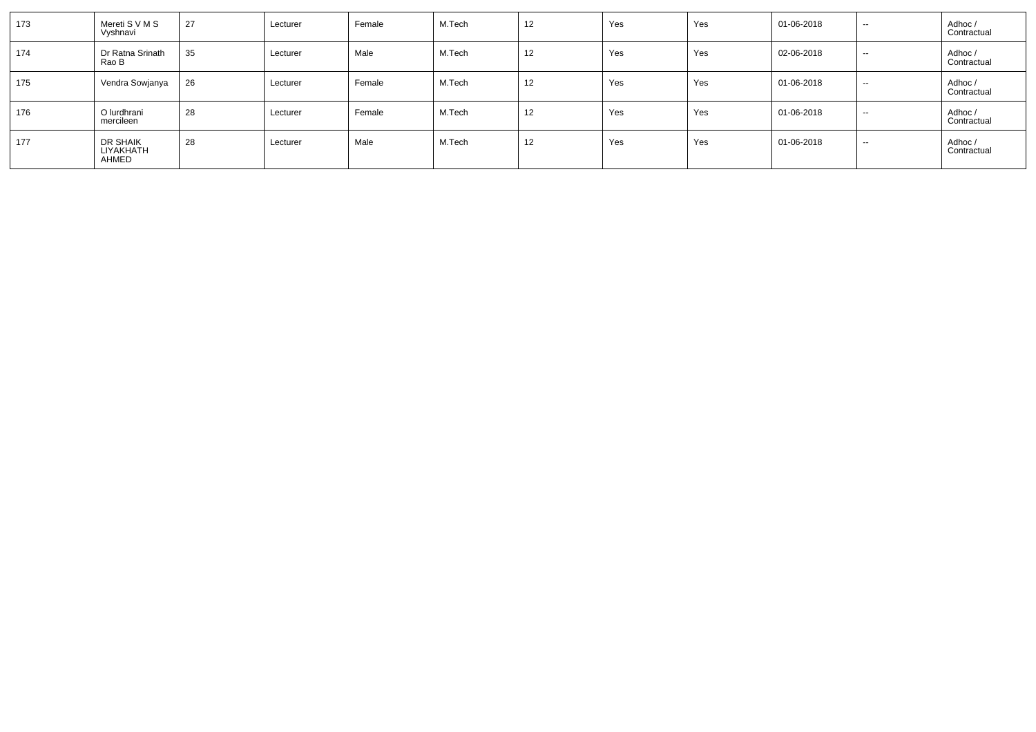| | | | | | | | | | | | |
|---|---|---|---|---|---|---|---|---|---|---|---|
| 173 | Mereti S V M S Vyshnavi | 27 | Lecturer | Female | M.Tech | 12 | Yes | Yes | 01-06-2018 | -- | Adhoc / Contractual |
| 174 | Dr Ratna Srinath Rao B | 35 | Lecturer | Male | M.Tech | 12 | Yes | Yes | 02-06-2018 | -- | Adhoc / Contractual |
| 175 | Vendra Sowjanya | 26 | Lecturer | Female | M.Tech | 12 | Yes | Yes | 01-06-2018 | -- | Adhoc / Contractual |
| 176 | O lurdhrani mercileen | 28 | Lecturer | Female | M.Tech | 12 | Yes | Yes | 01-06-2018 | -- | Adhoc / Contractual |
| 177 | DR SHAIK LIYAKHATH AHMED | 28 | Lecturer | Male | M.Tech | 12 | Yes | Yes | 01-06-2018 | -- | Adhoc / Contractual |